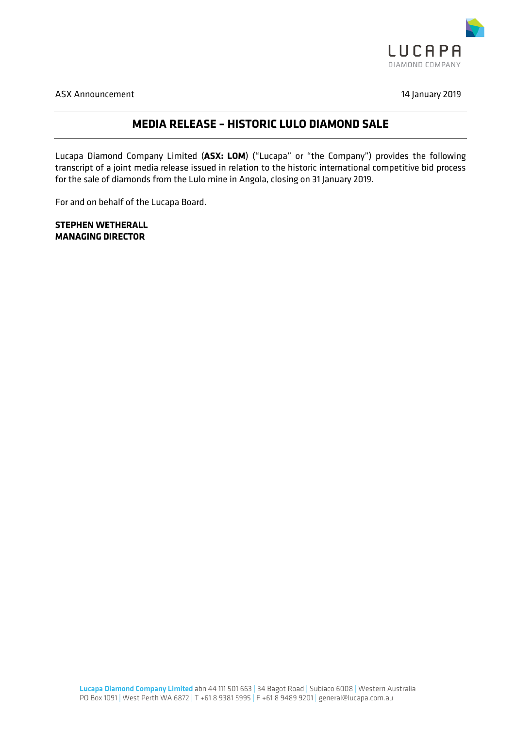ASX Announcement 14 January 2019

# MEDIA RELEASE – HISTORIC LULO DIAMOND SALE

Lucapa Diamond Company Limited (**ASX: LOM**) ("Lucapa" or "the Company") provides the following transcript of a joint media release issued in relation to the historic international competitive bid process for the sale of diamonds from the Lulo mine in Angola, closing on 31 January 2019.

For and on behalf of the Lucapa Board.

**STEPHEN WETHERALL**
**MANAGING DIRECTOR**

**Lucapa Diamond Company Limited** abn 44 111 501 663 | 34 Bagot Road | Subiaco 6008 | Western Australia
PO Box 1091 | West Perth WA 6872 | T +61 8 9381 5995 | F +61 8 9489 9201 | general@lucapa.com.au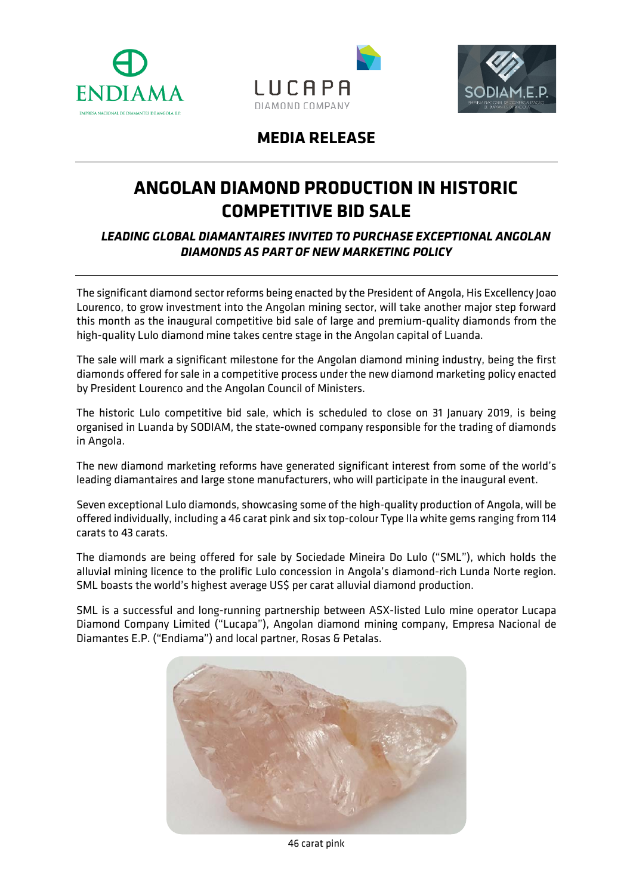# MEDIA RELEASE

# ANGOLAN DIAMOND PRODUCTION IN HISTORIC COMPETITIVE BID SALE

### *LEADING GLOBAL DIAMANTAIRES INVITED TO PURCHASE EXCEPTIONAL ANGOLAN DIAMONDS AS PART OF NEW MARKETING POLICY*

The significant diamond sector reforms being enacted by the President of Angola, His Excellency Joao Lourenco, to grow investment into the Angolan mining sector, will take another major step forward this month as the inaugural competitive bid sale of large and premium-quality diamonds from the high-quality Lulo diamond mine takes centre stage in the Angolan capital of Luanda.

The sale will mark a significant milestone for the Angolan diamond mining industry, being the first diamonds offered for sale in a competitive process under the new diamond marketing policy enacted by President Lourenco and the Angolan Council of Ministers.

The historic Lulo competitive bid sale, which is scheduled to close on 31 January 2019, is being organised in Luanda by SODIAM, the state-owned company responsible for the trading of diamonds in Angola.

The new diamond marketing reforms have generated significant interest from some of the world's leading diamantaires and large stone manufacturers, who will participate in the inaugural event.

Seven exceptional Lulo diamonds, showcasing some of the high-quality production of Angola, will be offered individually, including a 46 carat pink and six top-colour Type IIa white gems ranging from 114 carats to 43 carats.

The diamonds are being offered for sale by Sociedade Mineira Do Lulo ("SML"), which holds the alluvial mining licence to the prolific Lulo concession in Angola's diamond-rich Lunda Norte region. SML boasts the world's highest average US$ per carat alluvial diamond production.

SML is a successful and long-running partnership between ASX-listed Lulo mine operator Lucapa Diamond Company Limited ("Lucapa"), Angolan diamond mining company, Empresa Nacional de Diamantes E.P. ("Endiama") and local partner, Rosas & Petalas.

46 carat pink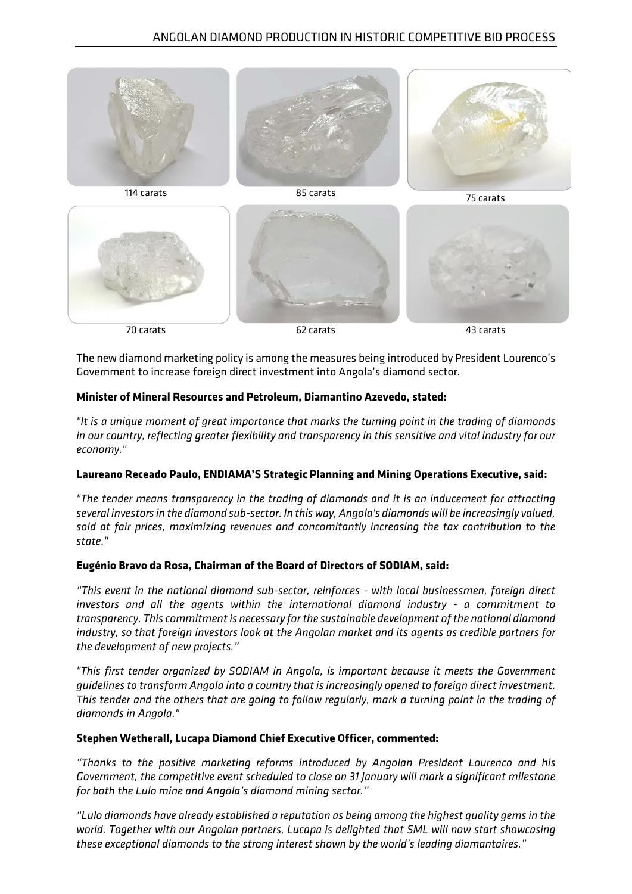114 carats

85 carats

75 carats

70 carats

62 carats

43 carats

The new diamond marketing policy is among the measures being introduced by President Lourenco's Government to increase foreign direct investment into Angola's diamond sector.

**Minister of Mineral Resources and Petroleum, Diamantino Azevedo, stated:**

*"It is a unique moment of great importance that marks the turning point in the trading of diamonds in our country, reflecting greater flexibility and transparency in this sensitive and vital industry for our economy."*

**Laureano Receado Paulo, ENDIAMA'S Strategic Planning and Mining Operations Executive, said:**

*"The tender means transparency in the trading of diamonds and it is an inducement for attracting several investors in the diamond sub-sector. In this way, Angola's diamonds will be increasingly valued, sold at fair prices, maximizing revenues and concomitantly increasing the tax contribution to the state."*

**Eugénio Bravo da Rosa, Chairman of the Board of Directors of SODIAM, said:**

*"This event in the national diamond sub-sector, reinforces - with local businessmen, foreign direct investors and all the agents within the international diamond industry - a commitment to transparency. This commitment is necessary for the sustainable development of the national diamond industry, so that foreign investors look at the Angolan market and its agents as credible partners for the development of new projects."*

*"This first tender organized by SODIAM in Angola, is important because it meets the Government guidelines to transform Angola into a country that is increasingly opened to foreign direct investment. This tender and the others that are going to follow regularly, mark a turning point in the trading of diamonds in Angola."*

**Stephen Wetherall, Lucapa Diamond Chief Executive Officer, commented:**

*"Thanks to the positive marketing reforms introduced by Angolan President Lourenco and his Government, the competitive event scheduled to close on 31 January will mark a significant milestone for both the Lulo mine and Angola's diamond mining sector."*

*"Lulo diamonds have already established a reputation as being among the highest quality gems in the world. Together with our Angolan partners, Lucapa is delighted that SML will now start showcasing these exceptional diamonds to the strong interest shown by the world's leading diamantaires."*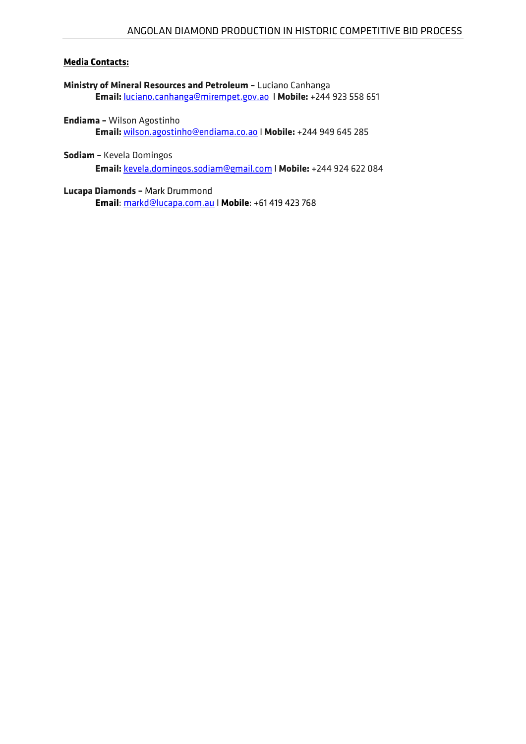**Media Contacts:**

**Ministry of Mineral Resources and Petroleum –** Luciano Canhanga
**Email:** luciano.canhanga@mirempet.gov.ao I **Mobile:** +244 923 558 651

**Endiama –** Wilson Agostinho
**Email:** wilson.agostinho@endiama.co.ao I **Mobile:** +244 949 645 285

**Sodiam –** Kevela Domingos
**Email:** kevela.domingos.sodiam@gmail.com I **Mobile:** +244 924 622 084

**Lucapa Diamonds –** Mark Drummond
**Email**: markd@lucapa.com.au I **Mobile**: +61 419 423 768